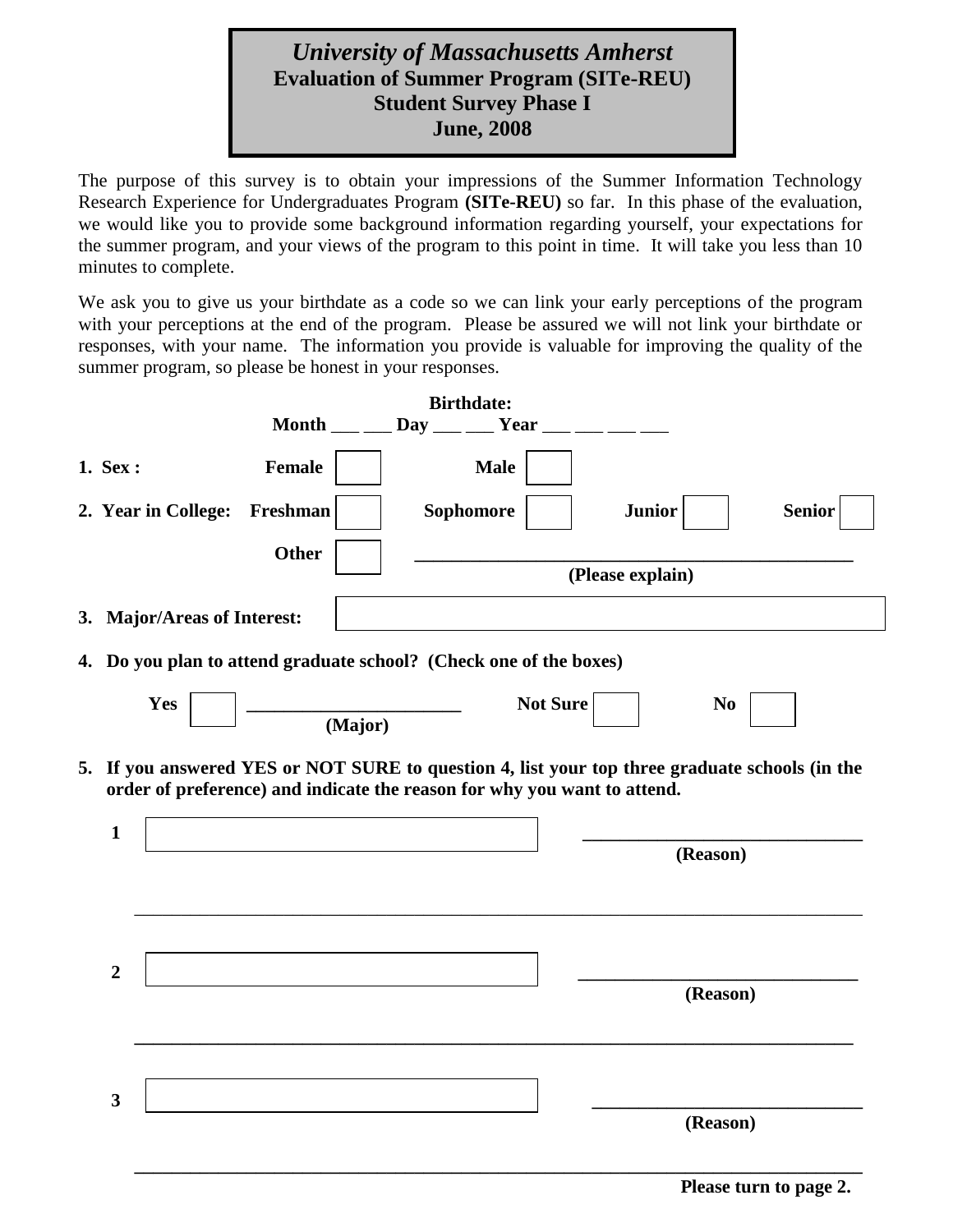# *University of Massachusetts Amherst*

## Evaluation of Summer Program (SITe-REU)

## Student Survey Phase I

## June, 2008

The purpose of this survey is to obtain your impressions of the Summer Information Technology Research Experience for Undergraduates Program **(SITe-REU)** so far. In this phase of the evaluation, we would like you to provide some background information regarding yourself, your expectations for the summer program, and your views of the program to this point in time. It will take you less than 10 minutes to complete.

We ask you to give us your birthdate as a code so we can link your early perceptions of the program with your perceptions at the end of the program. Please be assured we will not link your birthdate or responses, with your name. The information you provide is valuable for improving the quality of the summer program, so please be honest in your responses.

**Birthdate:**
**Month** ___ ___ **Day** ___ ___ **Year** ___ ___ ___ ___

**1. Sex :** **Female** ☐ **Male** ☐

**2. Year in College:** **Freshman** ☐ **Sophomore** ☐ **Junior** ☐ **Senior** ☐

**Other** ☐ ______________________________________________
**(Please explain)**

**3. Major/Areas of Interest:** ☐

**4. Do you plan to attend graduate school? (Check one of the boxes)**

**Yes** ☐ ______________________ **(Major)** **Not Sure** ☐ **No** ☐

**5. If you answered YES or NOT SURE to question 4, list your top three graduate schools (in the order of preference) and indicate the reason for why you want to attend.**

**1** ☐ ______________________________ **(Reason)**

______________________________________________________________________________

**2** ☐ ______________________________ **(Reason)**

______________________________________________________________________________

**3** ☐ ______________________________ **(Reason)**

______________________________________________________________________________

**Please turn to page 2.**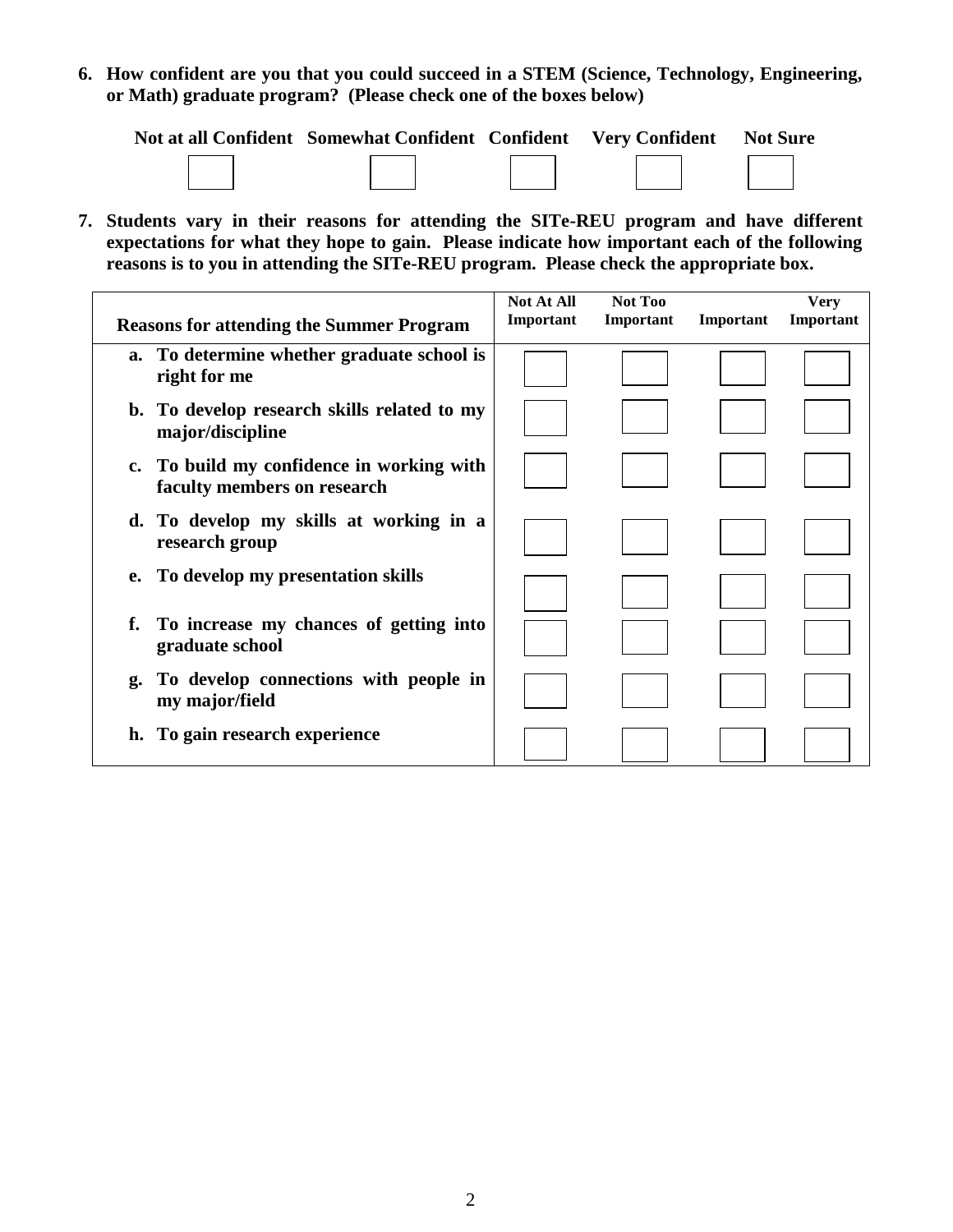**6. How confident are you that you could succeed in a STEM (Science, Technology, Engineering, or Math) graduate program? (Please check one of the boxes below)**

| Not at all Confident | Somewhat Confident | Confident | Very Confident | Not Sure |
|---|---|---|---|---|
| ☐ | ☐ | ☐ | ☐ | ☐ |

**7. Students vary in their reasons for attending the SITe-REU program and have different expectations for what they hope to gain. Please indicate how important each of the following reasons is to you in attending the SITe-REU program. Please check the appropriate box.**

| Reasons for attending the Summer Program | Not At All Important | Not Too Important | Important | Very Important |
|---|---|---|---|---|
| a. To determine whether graduate school is right for me | ☐ | ☐ | ☐ | ☐ |
| b. To develop research skills related to my major/discipline | ☐ | ☐ | ☐ | ☐ |
| c. To build my confidence in working with faculty members on research | ☐ | ☐ | ☐ | ☐ |
| d. To develop my skills at working in a research group | ☐ | ☐ | ☐ | ☐ |
| e. To develop my presentation skills | ☐ | ☐ | ☐ | ☐ |
| f. To increase my chances of getting into graduate school | ☐ | ☐ | ☐ | ☐ |
| g. To develop connections with people in my major/field | ☐ | ☐ | ☐ | ☐ |
| h. To gain research experience | ☐ | ☐ | ☐ | ☐ |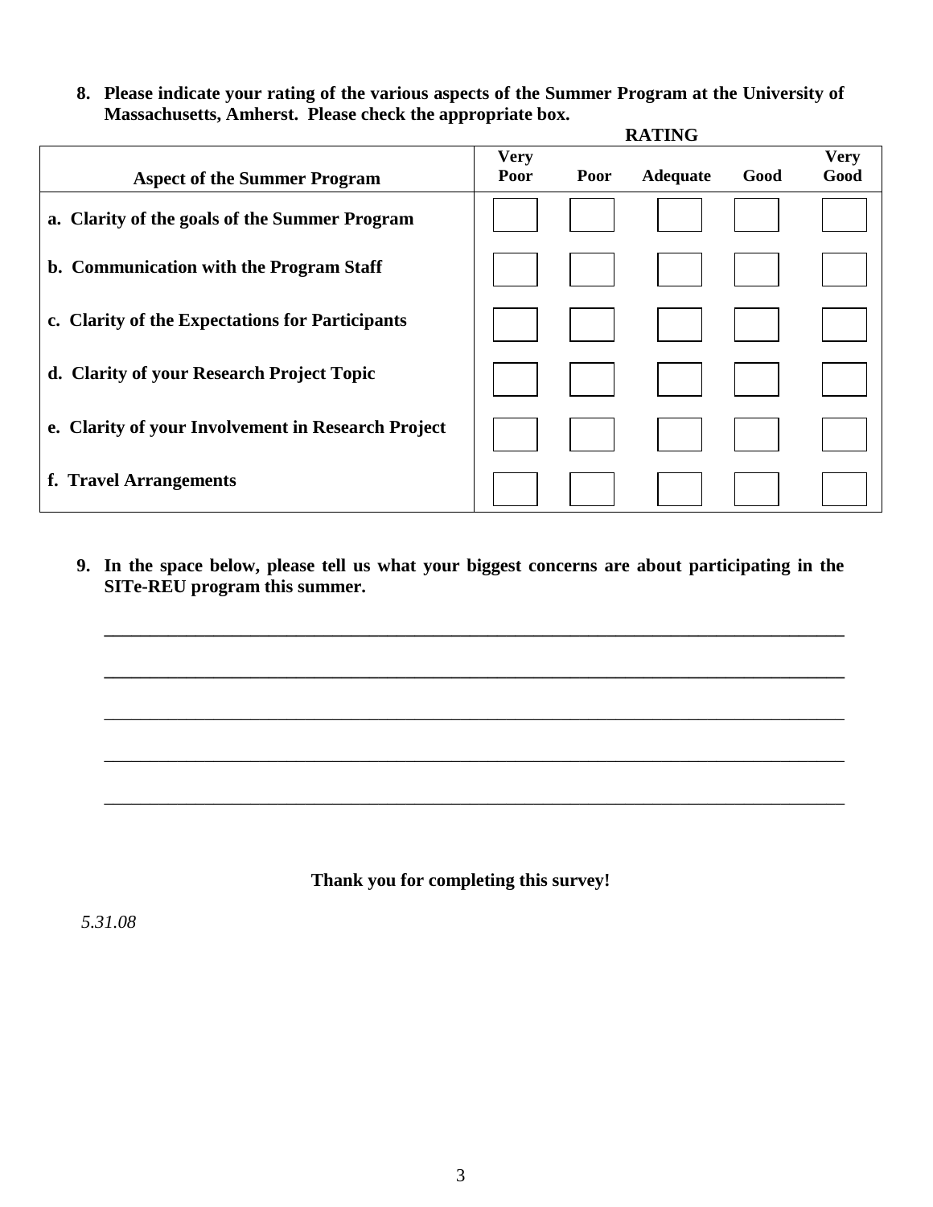8. **Please indicate your rating of the various aspects of the Summer Program at the University of Massachusetts, Amherst. Please check the appropriate box.**

| | RATING | | | | |
|---|---|---|---|---|---|
| **Aspect of the Summer Program** | **Very Poor** | **Poor** | **Adequate** | **Good** | **Very Good** |
| **a. Clarity of the goals of the Summer Program** | ☐ | ☐ | ☐ | ☐ | ☐ |
| **b. Communication with the Program Staff** | ☐ | ☐ | ☐ | ☐ | ☐ |
| **c. Clarity of the Expectations for Participants** | ☐ | ☐ | ☐ | ☐ | ☐ |
| **d. Clarity of your Research Project Topic** | ☐ | ☐ | ☐ | ☐ | ☐ |
| **e. Clarity of your Involvement in Research Project** | ☐ | ☐ | ☐ | ☐ | ☐ |
| **f. Travel Arrangements** | ☐ | ☐ | ☐ | ☐ | ☐ |

9. **In the space below, please tell us what your biggest concerns are about participating in the SITe-REU program this summer.**

______________________________________________________________________________

______________________________________________________________________________

______________________________________________________________________________

______________________________________________________________________________

______________________________________________________________________________

**Thank you for completing this survey!**

*5.31.08*